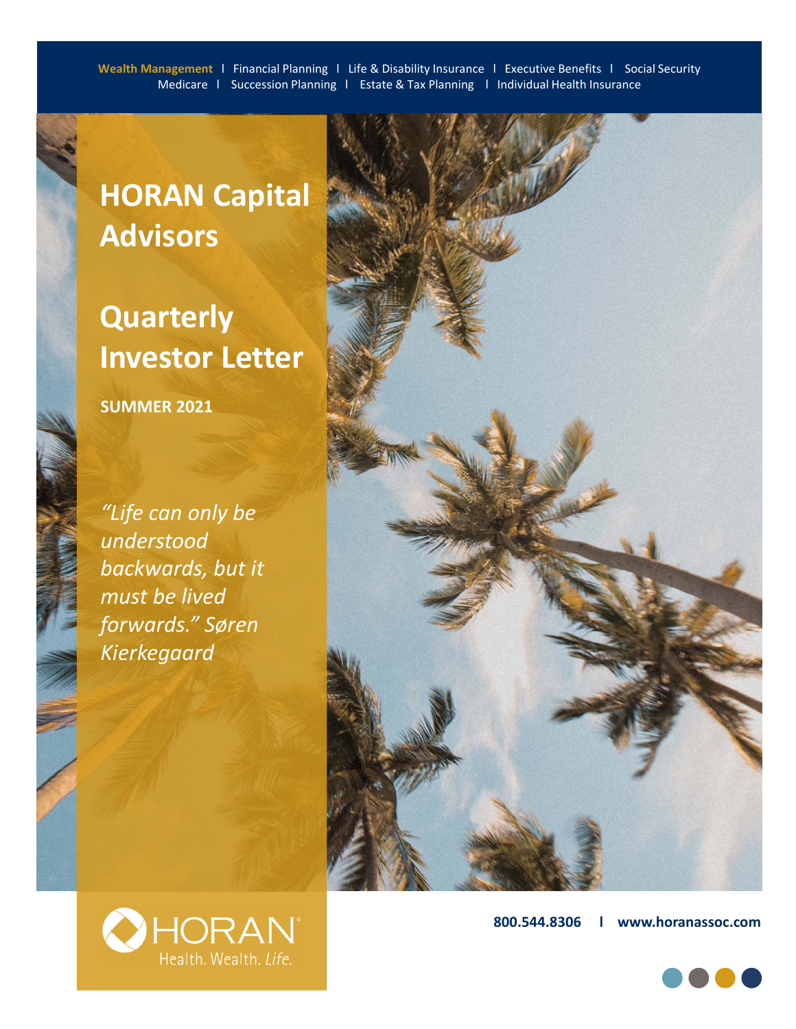**Wealth Management** | Financial Planning | Life & Disability Insurance | Executive Benefits | Social Security | Medicare | Succession Planning | Estate & Tax Planning | Individual Health Insurance

# HORAN Capital Advisors

# Quarterly Investor Letter

**SUMMER 2021**

*"Life can only be understood backwards, but it must be lived forwards." Søren Kierkegaard*

HORAN® Health. Wealth. *Life.*

**800.544.8306 | www.horanassoc.com**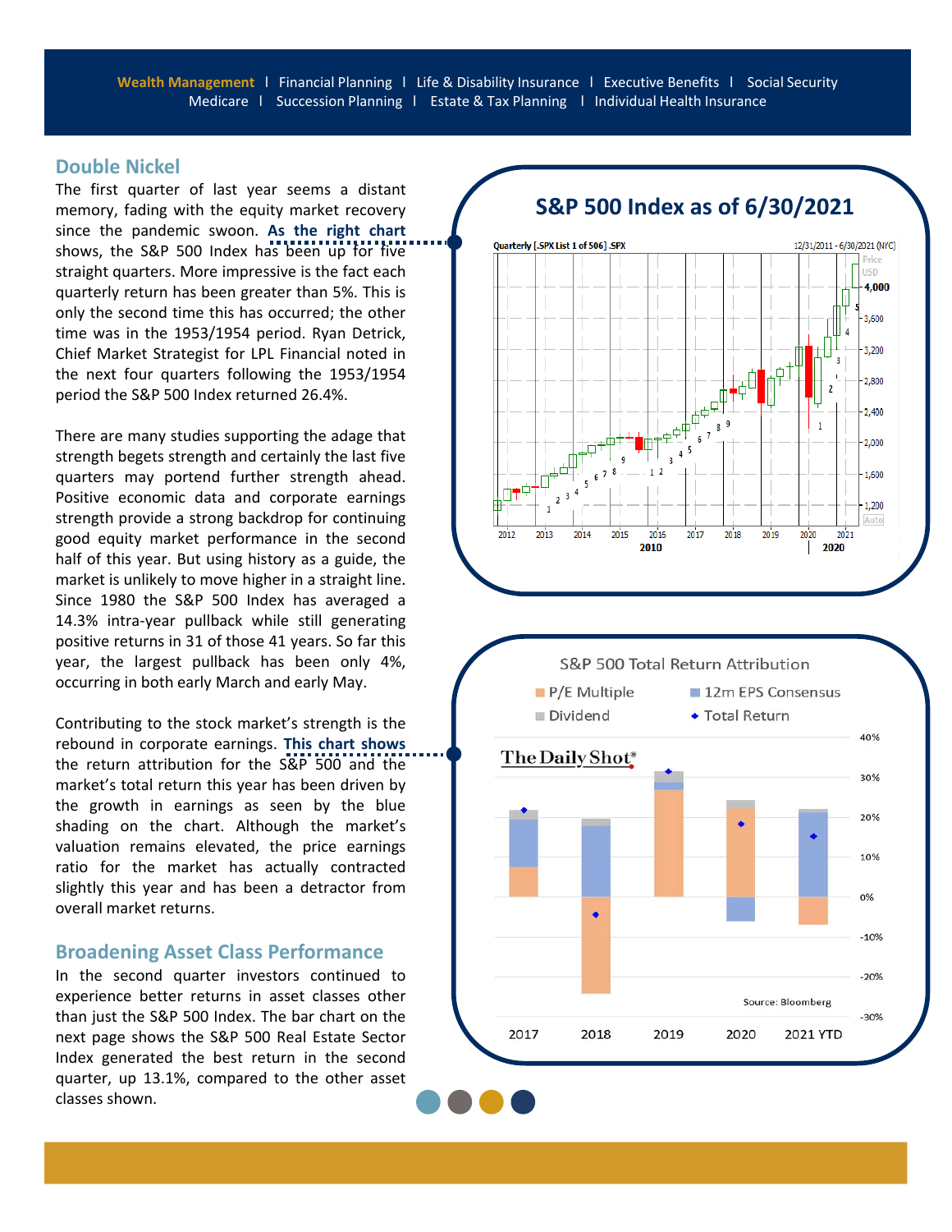## Double Nickel

The first quarter of last year seems a distant memory, fading with the equity market recovery since the pandemic swoon. **As the right chart** shows, the S&P 500 Index has been up for five straight quarters. More impressive is the fact each quarterly return has been greater than 5%. This is only the second time this has occurred; the other time was in the 1953/1954 period. Ryan Detrick, Chief Market Strategist for LPL Financial noted in the next four quarters following the 1953/1954 period the S&P 500 Index returned 26.4%.

There are many studies supporting the adage that strength begets strength and certainly the last five quarters may portend further strength ahead. Positive economic data and corporate earnings strength provide a strong backdrop for continuing good equity market performance in the second half of this year. But using history as a guide, the market is unlikely to move higher in a straight line. Since 1980 the S&P 500 Index has averaged a 14.3% intra-year pullback while still generating positive returns in 31 of those 41 years. So far this year, the largest pullback has been only 4%, occurring in both early March and early May.

Contributing to the stock market's strength is the rebound in corporate earnings. **This chart shows** the return attribution for the S&P 500 and the market's total return this year has been driven by the growth in earnings as seen by the blue shading on the chart. Although the market's valuation remains elevated, the price earnings ratio for the market has actually contracted slightly this year and has been a detractor from overall market returns.

## Broadening Asset Class Performance

In the second quarter investors continued to experience better returns in asset classes other than just the S&P 500 Index. The bar chart on the next page shows the S&P 500 Real Estate Sector Index generated the best return in the second quarter, up 13.1%, compared to the other asset classes shown.

**S&P 500 Index as of 6/30/2021**

**S&P 500 Total Return Attribution**

Source: Bloomberg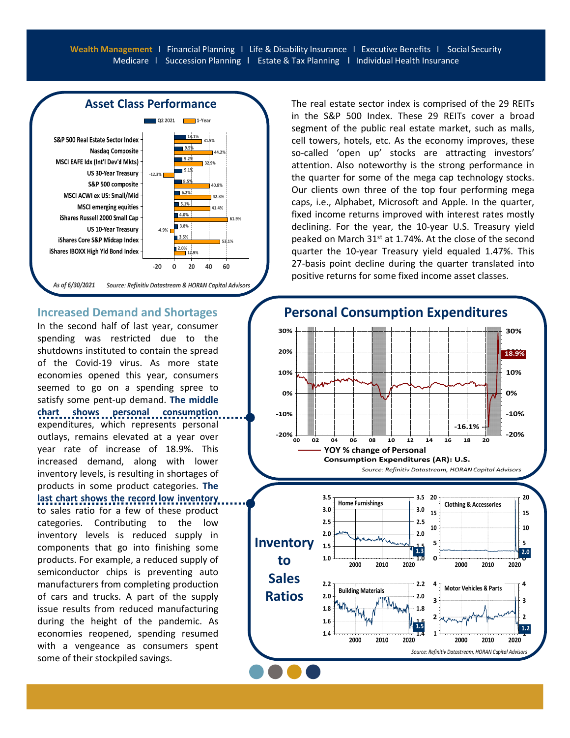Wealth Management | Financial Planning | Life & Disability Insurance | Executive Benefits | Social Security | Medicare | Succession Planning | Estate & Tax Planning | Individual Health Insurance

## Asset Class Performance

| Asset Class | Q2 2021 | 1-Year |
|---|---|---|
| S&P 500 Real Estate Sector Index | 13.1% | 31.9% |
| Nasdaq Composite | 9.5% | 44.2% |
| MSCI EAFE Idx (Int'l Dev'd Mkts) | 9.2% | 32.9% |
| US 30-Year Treasury | 9.1% | -12.3% |
| S&P 500 composite | 8.5% | 40.8% |
| MSCI ACWI ex US: Small/Mid | 6.2% | 42.3% |
| MSCI emerging equities | 5.1% | 41.4% |
| iShares Russell 2000 Small Cap | 4.0% | 61.9% |
| US 10-Year Treasury | 3.8% | -4.9% |
| iShares Core S&P Midcap Index | 3.5% | 53.1% |
| iShares IBOXX High Yld Bond Index | 2.0% | 12.9% |

*As of 6/30/2021* *Source: Refinitiv Datastream & HORAN Capital Advisors*

The real estate sector index is comprised of the 29 REITs in the S&P 500 Index. These 29 REITs cover a broad segment of the public real estate market, such as malls, cell towers, hotels, etc. As the economy improves, these so-called 'open up' stocks are attracting investors' attention. Also noteworthy is the strong performance in the quarter for some of the mega cap technology stocks. Our clients own three of the top four performing mega caps, i.e., Alphabet, Microsoft and Apple. In the quarter, fixed income returns improved with interest rates mostly declining. For the year, the 10-year U.S. Treasury yield peaked on March 31st at 1.74%. At the close of the second quarter the 10-year Treasury yield equaled 1.47%. This 27-basis point decline during the quarter translated into positive returns for some fixed income asset classes.

## Increased Demand and Shortages

In the second half of last year, consumer spending was restricted due to the shutdowns instituted to contain the spread of the Covid-19 virus. As more state economies opened this year, consumers seemed to go on a spending spree to satisfy some pent-up demand. **The middle chart shows personal consumption** expenditures, which represents personal outlays, remains elevated at a year over year rate of increase of 18.9%. This increased demand, along with lower inventory levels, is resulting in shortages of products in some product categories. **The last chart shows the record low inventory** to sales ratio for a few of these product categories. Contributing to the low inventory levels is reduced supply in components that go into finishing some products. For example, a reduced supply of semiconductor chips is preventing auto manufacturers from completing production of cars and trucks. A part of the supply issue results from reduced manufacturing during the height of the pandemic. As economies reopened, spending resumed with a vengeance as consumers spent some of their stockpiled savings.

## Personal Consumption Expenditures

YOY % change of Personal Consumption Expenditures (AR): U.S.

18.9%; -16.1%

*Source: Refinitiv Datastream, HORAN Capital Advisors*

## Inventory to Sales Ratios

Home Furnishings: 1.3
Clothing & Accessories: 2.0
Building Materials: 1.5
Motor Vehicles & Parts: 1.2

*Source: Refinitiv Datastream, HORAN Capital Advisors*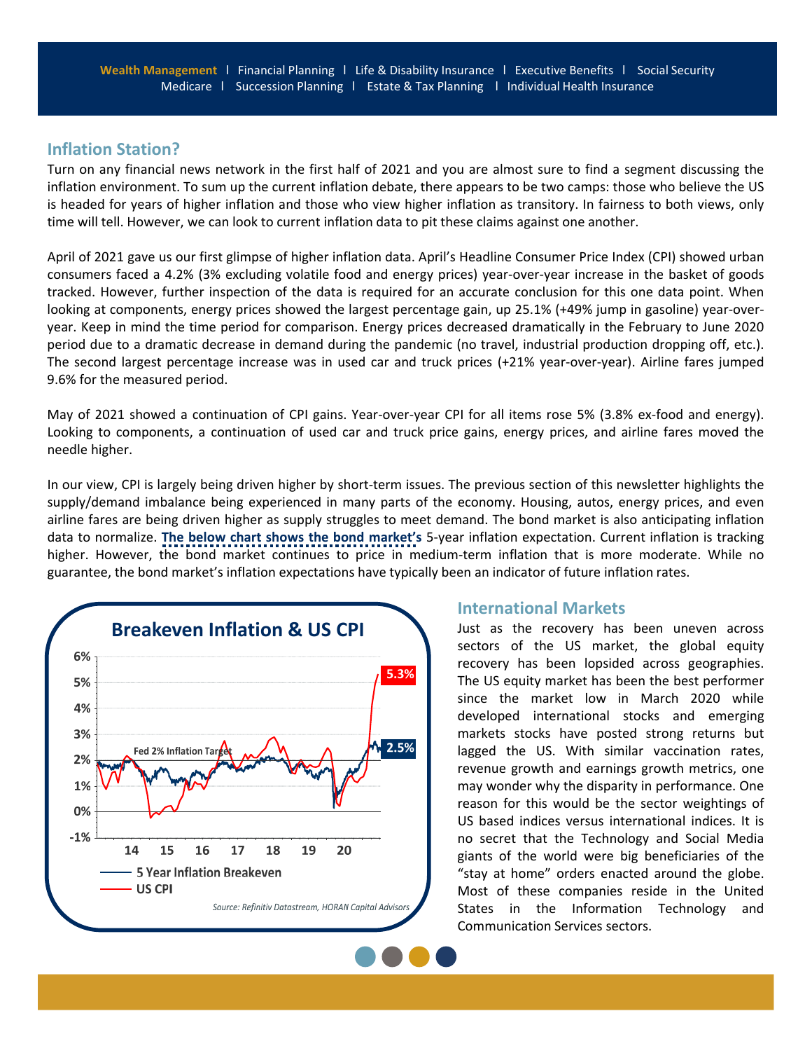## Inflation Station?

Turn on any financial news network in the first half of 2021 and you are almost sure to find a segment discussing the inflation environment. To sum up the current inflation debate, there appears to be two camps: those who believe the US is headed for years of higher inflation and those who view higher inflation as transitory. In fairness to both views, only time will tell. However, we can look to current inflation data to pit these claims against one another.

April of 2021 gave us our first glimpse of higher inflation data. April's Headline Consumer Price Index (CPI) showed urban consumers faced a 4.2% (3% excluding volatile food and energy prices) year-over-year increase in the basket of goods tracked. However, further inspection of the data is required for an accurate conclusion for this one data point. When looking at components, energy prices showed the largest percentage gain, up 25.1% (+49% jump in gasoline) year-over-year. Keep in mind the time period for comparison. Energy prices decreased dramatically in the February to June 2020 period due to a dramatic decrease in demand during the pandemic (no travel, industrial production dropping off, etc.). The second largest percentage increase was in used car and truck prices (+21% year-over-year). Airline fares jumped 9.6% for the measured period.

May of 2021 showed a continuation of CPI gains. Year-over-year CPI for all items rose 5% (3.8% ex-food and energy). Looking to components, a continuation of used car and truck price gains, energy prices, and airline fares moved the needle higher.

In our view, CPI is largely being driven higher by short-term issues. The previous section of this newsletter highlights the supply/demand imbalance being experienced in many parts of the economy. Housing, autos, energy prices, and even airline fares are being driven higher as supply struggles to meet demand. The bond market is also anticipating inflation data to normalize. **The below chart shows the bond market's** 5-year inflation expectation. Current inflation is tracking higher. However, the bond market continues to price in medium-term inflation that is more moderate. While no guarantee, the bond market's inflation expectations have typically been an indicator of future inflation rates.

**Breakeven Inflation & US CPI**

- 5 Year Inflation Breakeven (latest: 2.5%)
- US CPI (latest: 5.3%)
- Fed 2% Inflation Target

*Source: Refinitiv Datastream, HORAN Capital Advisors*

## International Markets

Just as the recovery has been uneven across sectors of the US market, the global equity recovery has been lopsided across geographies. The US equity market has been the best performer since the market low in March 2020 while developed international stocks and emerging markets stocks have posted strong returns but lagged the US. With similar vaccination rates, revenue growth and earnings growth metrics, one may wonder why the disparity in performance. One reason for this would be the sector weightings of US based indices versus international indices. It is no secret that the Technology and Social Media giants of the world were big beneficiaries of the "stay at home" orders enacted around the globe. Most of these companies reside in the United States in the Information Technology and Communication Services sectors.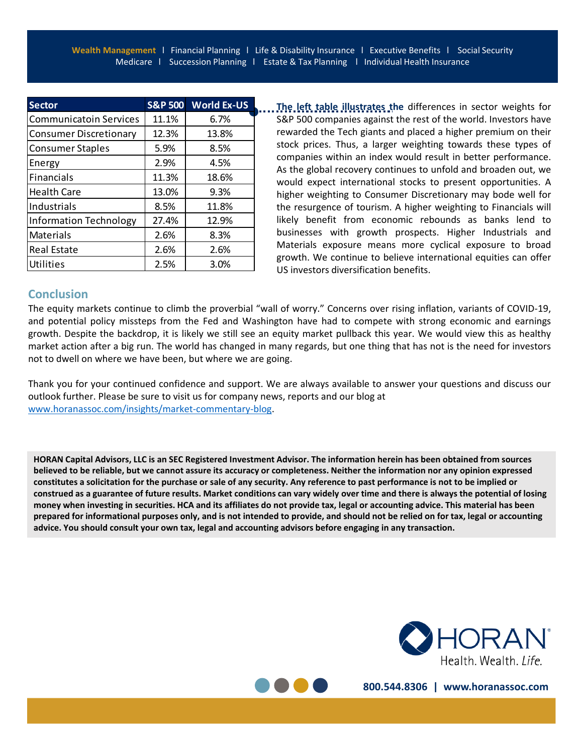| Sector | S&P 500 | World Ex-US |
|---|---|---|
| Communicatoin Services | 11.1% | 6.7% |
| Consumer Discretionary | 12.3% | 13.8% |
| Consumer Staples | 5.9% | 8.5% |
| Energy | 2.9% | 4.5% |
| Financials | 11.3% | 18.6% |
| Health Care | 13.0% | 9.3% |
| Industrials | 8.5% | 11.8% |
| Information Technology | 27.4% | 12.9% |
| Materials | 2.6% | 8.3% |
| Real Estate | 2.6% | 2.6% |
| Utilities | 2.5% | 3.0% |

**The left table illustrates the** differences in sector weights for S&P 500 companies against the rest of the world. Investors have rewarded the Tech giants and placed a higher premium on their stock prices. Thus, a larger weighting towards these types of companies within an index would result in better performance. As the global recovery continues to unfold and broaden out, we would expect international stocks to present opportunities. A higher weighting to Consumer Discretionary may bode well for the resurgence of tourism. A higher weighting to Financials will likely benefit from economic rebounds as banks lend to businesses with growth prospects. Higher Industrials and Materials exposure means more cyclical exposure to broad growth. We continue to believe international equities can offer US investors diversification benefits.

## Conclusion

The equity markets continue to climb the proverbial "wall of worry." Concerns over rising inflation, variants of COVID-19, and potential policy missteps from the Fed and Washington have had to compete with strong economic and earnings growth. Despite the backdrop, it is likely we still see an equity market pullback this year. We would view this as healthy market action after a big run. The world has changed in many regards, but one thing that has not is the need for investors not to dwell on where we have been, but where we are going.

Thank you for your continued confidence and support. We are always available to answer your questions and discuss our outlook further. Please be sure to visit us for company news, reports and our blog at [www.horanassoc.com/insights/market-commentary-blog](www.horanassoc.com/insights/market-commentary-blog).

**HORAN Capital Advisors, LLC is an SEC Registered Investment Advisor. The information herein has been obtained from sources believed to be reliable, but we cannot assure its accuracy or completeness. Neither the information nor any opinion expressed constitutes a solicitation for the purchase or sale of any security. Any reference to past performance is not to be implied or construed as a guarantee of future results. Market conditions can vary widely over time and there is always the potential of losing money when investing in securities. HCA and its affiliates do not provide tax, legal or accounting advice. This material has been prepared for informational purposes only, and is not intended to provide, and should not be relied on for tax, legal or accounting advice. You should consult your own tax, legal and accounting advisors before engaging in any transaction.**

HORAN
Health. Wealth. *Life.*

**800.544.8306 | www.horanassoc.com**